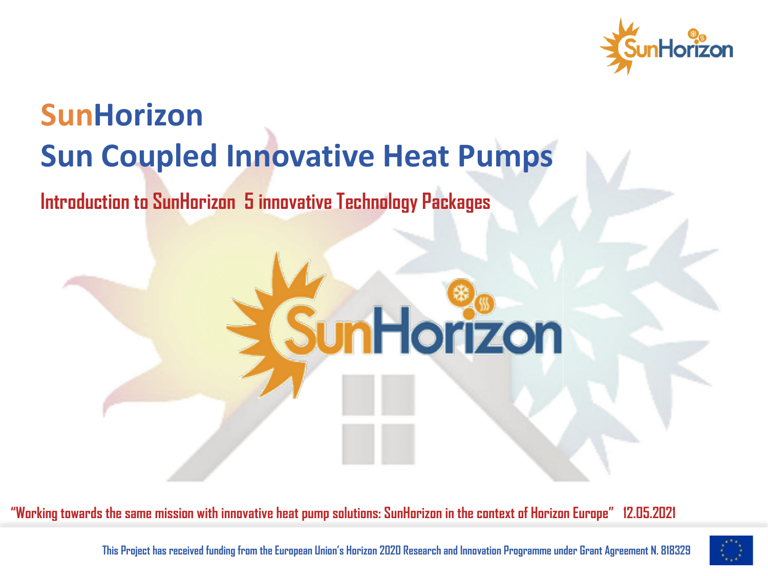# SunHorizon

# Sun Coupled Innovative Heat Pumps

## Introduction to SunHorizon 5 innovative Technology Packages

**"Working towards the same mission with innovative heat pump solutions: SunHorizon in the context of Horizon Europe" 12.05.2021**

This Project has received funding from the European Union's Horizon 2020 Research and Innovation Programme under Grant Agreement N. 818329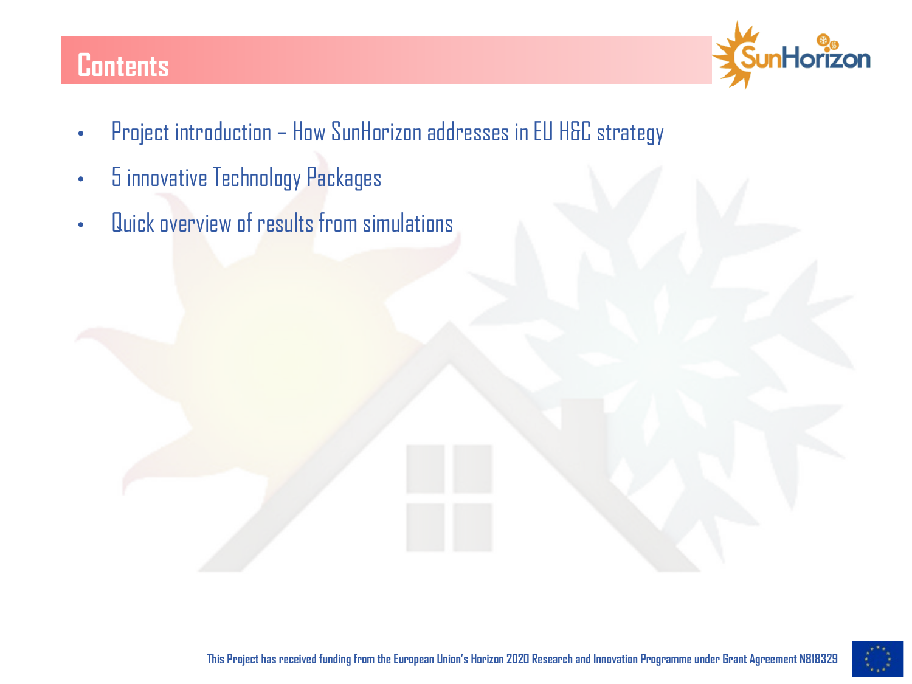## Contents

- Project introduction – How SunHorizon addresses in EU H&C strategy
- 5 innovative Technology Packages
- Quick overview of results from simulations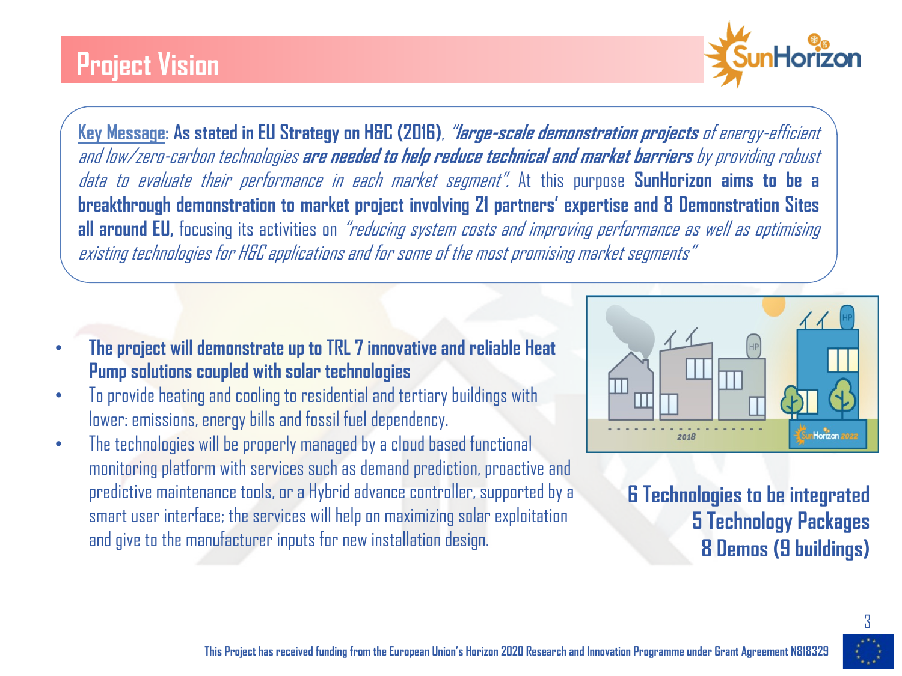# Project Vision

**Key Message: As stated in EU Strategy on H&C (2016)**, *"**large-scale demonstration projects** of energy-efficient and low/zero-carbon technologies **are needed to help reduce technical and market barriers** by providing robust data to evaluate their performance in each market segment".* At this purpose **SunHorizon aims to be a breakthrough demonstration to market project involving 21 partners' expertise and 8 Demonstration Sites all around EU,** focusing its activities on *"reducing system costs and improving performance as well as optimising existing technologies for H&C applications and for some of the most promising market segments"*

- **The project will demonstrate up to TRL 7 innovative and reliable Heat Pump solutions coupled with solar technologies**
- To provide heating and cooling to residential and tertiary buildings with lower: emissions, energy bills and fossil fuel dependency.
- The technologies will be properly managed by a cloud based functional monitoring platform with services such as demand prediction, proactive and predictive maintenance tools, or a Hybrid advance controller, supported by a smart user interface; the services will help on maximizing solar exploitation and give to the manufacturer inputs for new installation design.

**6 Technologies to be integrated**
**5 Technology Packages**
**8 Demos (9 buildings)**

This Project has received funding from the European Union's Horizon 2020 Research and Innovation Programme under Grant Agreement N818329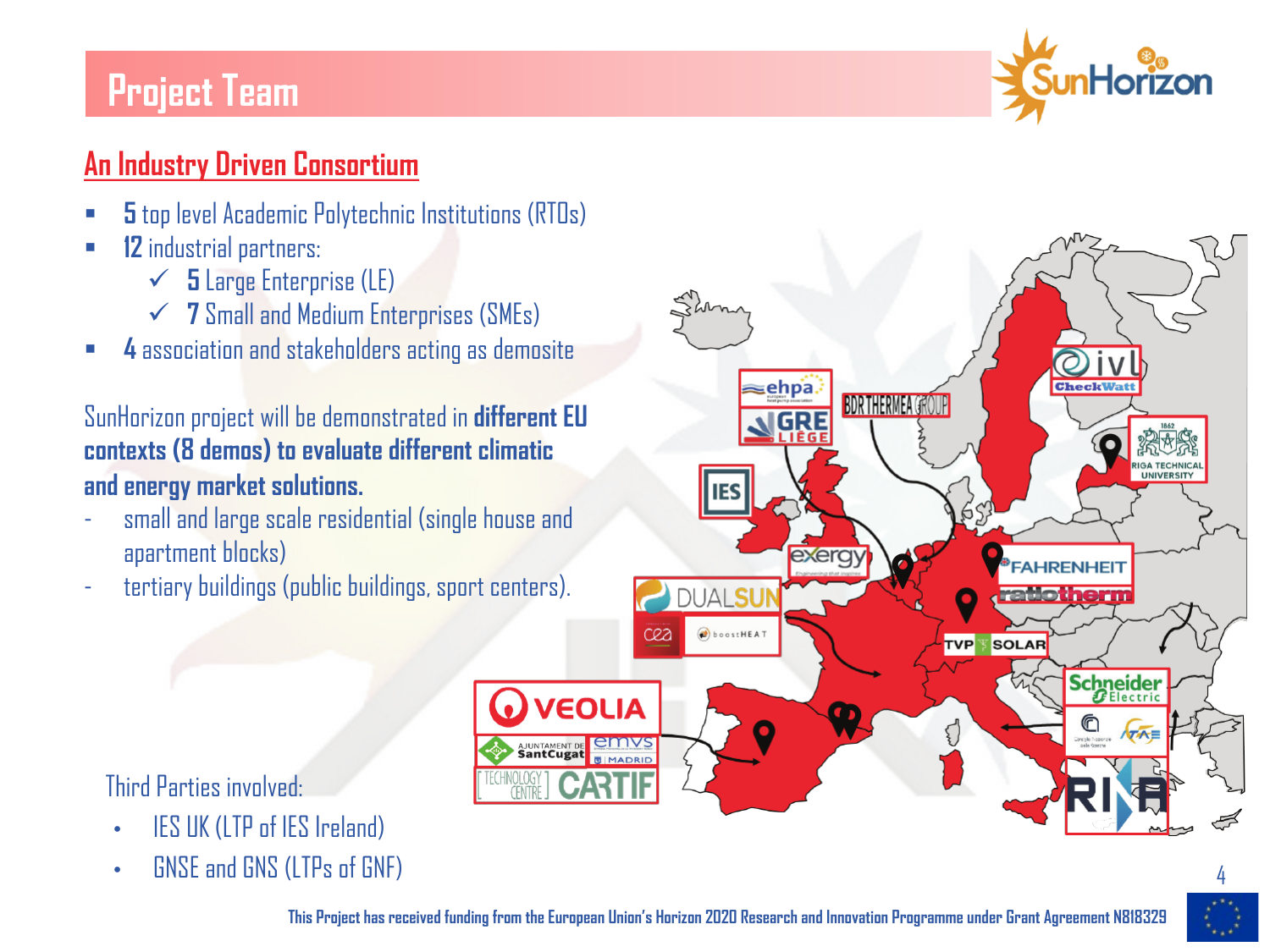# Project Team

## An Industry Driven Consortium

- **5** top level Academic Polytechnic Institutions (RTOs)
- **12** industrial partners:
  - ✓ **5** Large Enterprise (LE)
  - ✓ **7** Small and Medium Enterprises (SMEs)
- **4** association and stakeholders acting as demosite

SunHorizon project will be demonstrated in **different EU contexts (8 demos) to evaluate different climatic and energy market solutions.**

- small and large scale residential (single house and apartment blocks)
- tertiary buildings (public buildings, sport centers).

Third Parties involved:

- IES UK (LTP of IES Ireland)
- GNSE and GNS (LTPs of GNF)

This Project has received funding from the European Union's Horizon 2020 Research and Innovation Programme under Grant Agreement N818329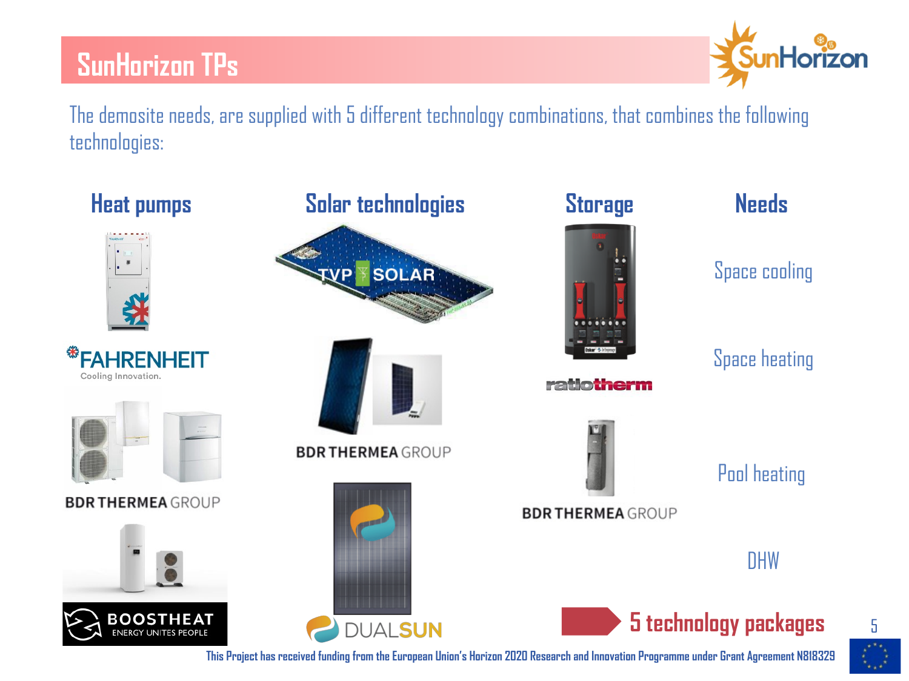# SunHorizon TPs

The demosite needs, are supplied with 5 different technology combinations, that combines the following technologies:

## Heat pumps

- FAHRENHEIT Cooling Innovation.
- BDR THERMEA GROUP
- BOOSTHEAT ENERGY UNITES PEOPLE

## Solar technologies

- TVP SOLAR
- BDR THERMEA GROUP
- DUALSUN

## Storage

- ratiotherm
- BDR THERMEA GROUP

## Needs

- Space cooling
- Space heating
- Pool heating
- DHW

**5 technology packages**

This Project has received funding from the European Union's Horizon 2020 Research and Innovation Programme under Grant Agreement N818329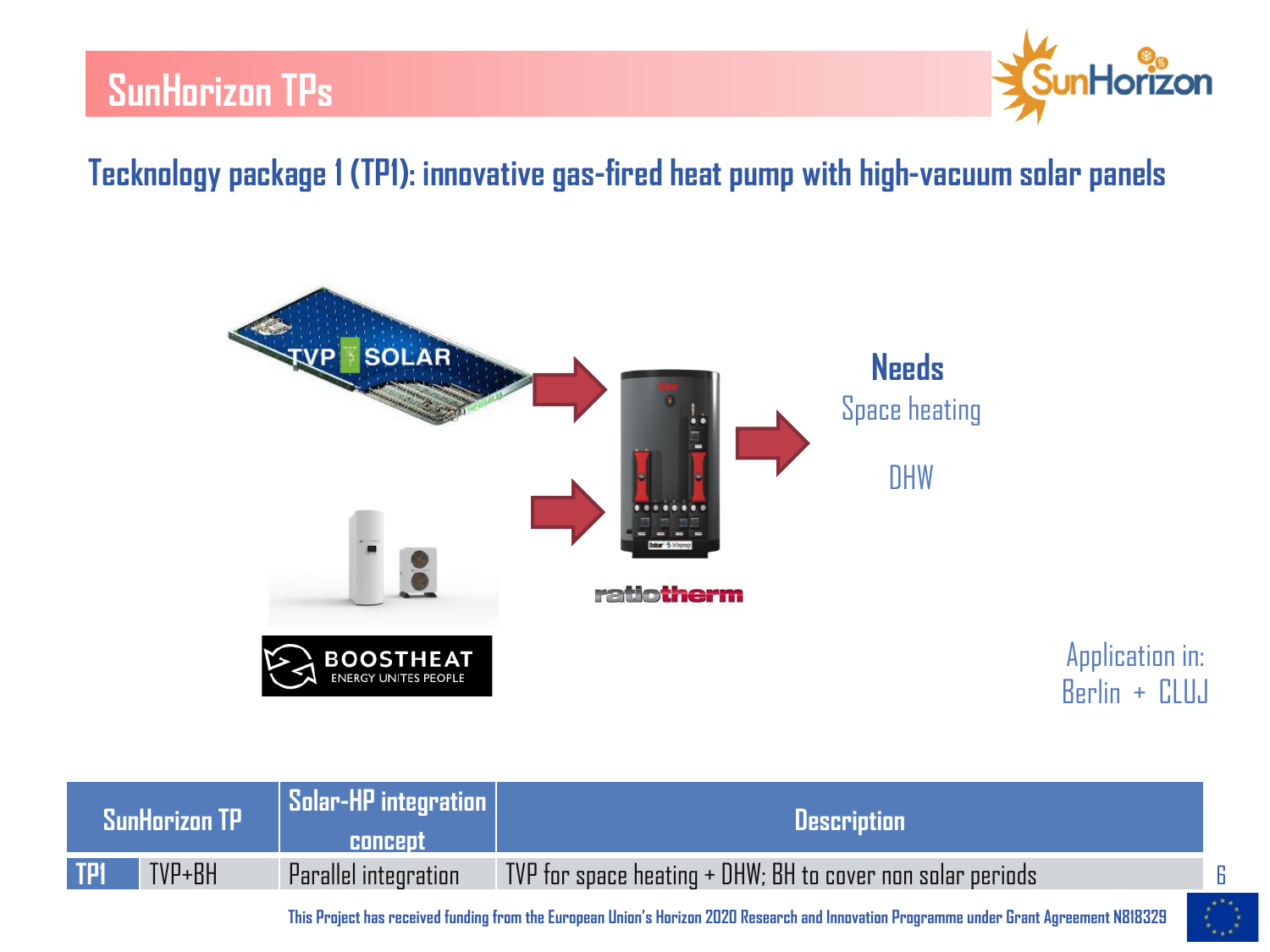# SunHorizon TPs

## Tecknology package 1 (TP1): innovative gas-fired heat pump with high-vacuum solar panels

TVP SOLAR

ratiotherm

BOOSTHEAT
ENERGY UNITES PEOPLE

**Needs**

Space heating

DHW

Application in:
Berlin + CLUJ

| SunHorizon TP | | Solar-HP integration concept | Description |
|---|---|---|---|
| TP1 | TVP+BH | Parallel integration | TVP for space heating + DHW; BH to cover non solar periods |

This Project has received funding from the European Union's Horizon 2020 Research and Innovation Programme under Grant Agreement N818329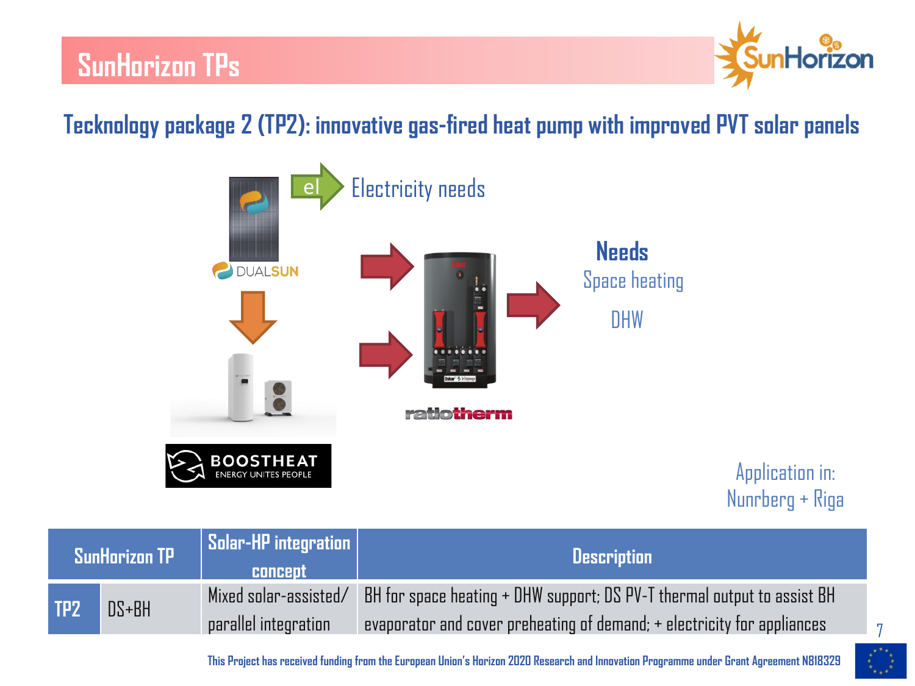# SunHorizon TPs

## Tecknology package 2 (TP2): innovative gas-fired heat pump with improved PVT solar panels

el — Electricity needs

**Needs**

Space heating

DHW

Application in: Nunrberg + Riga

| SunHorizon TP | | Solar-HP integration concept | Description |
|---|---|---|---|
| TP2 | DS+BH | Mixed solar-assisted/ parallel integration | BH for space heating + DHW support; DS PV-T thermal output to assist BH evaporator and cover preheating of demand; + electricity for appliances |

This Project has received funding from the European Union's Horizon 2020 Research and Innovation Programme under Grant Agreement N818329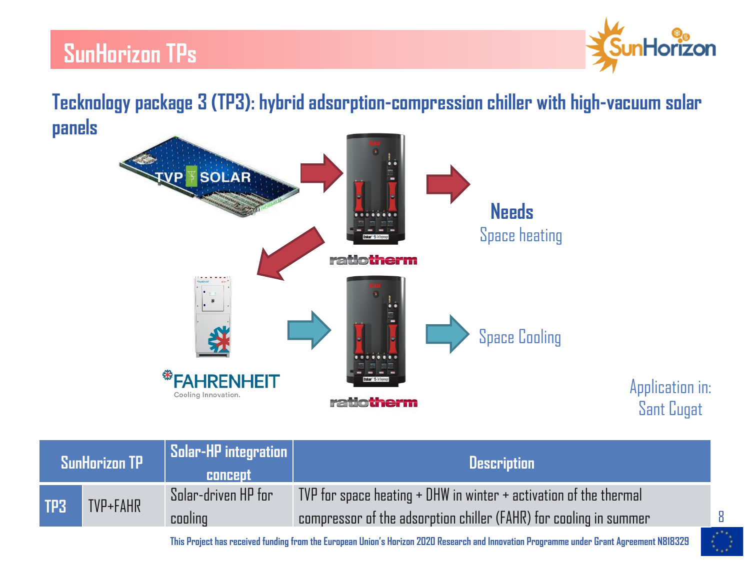# SunHorizon TPs

## Tecknology package 3 (TP3): hybrid adsorption-compression chiller with high-vacuum solar panels

**Needs**

Space heating

Space Cooling

Application in:
Sant Cugat

| SunHorizon TP | | Solar-HP integration concept | Description |
|---|---|---|---|
| TP3 | TVP+FAHR | Solar-driven HP for cooling | TVP for space heating + DHW in winter + activation of the thermal compressor of the adsorption chiller (FAHR) for cooling in summer |

This Project has received funding from the European Union's Horizon 2020 Research and Innovation Programme under Grant Agreement N818329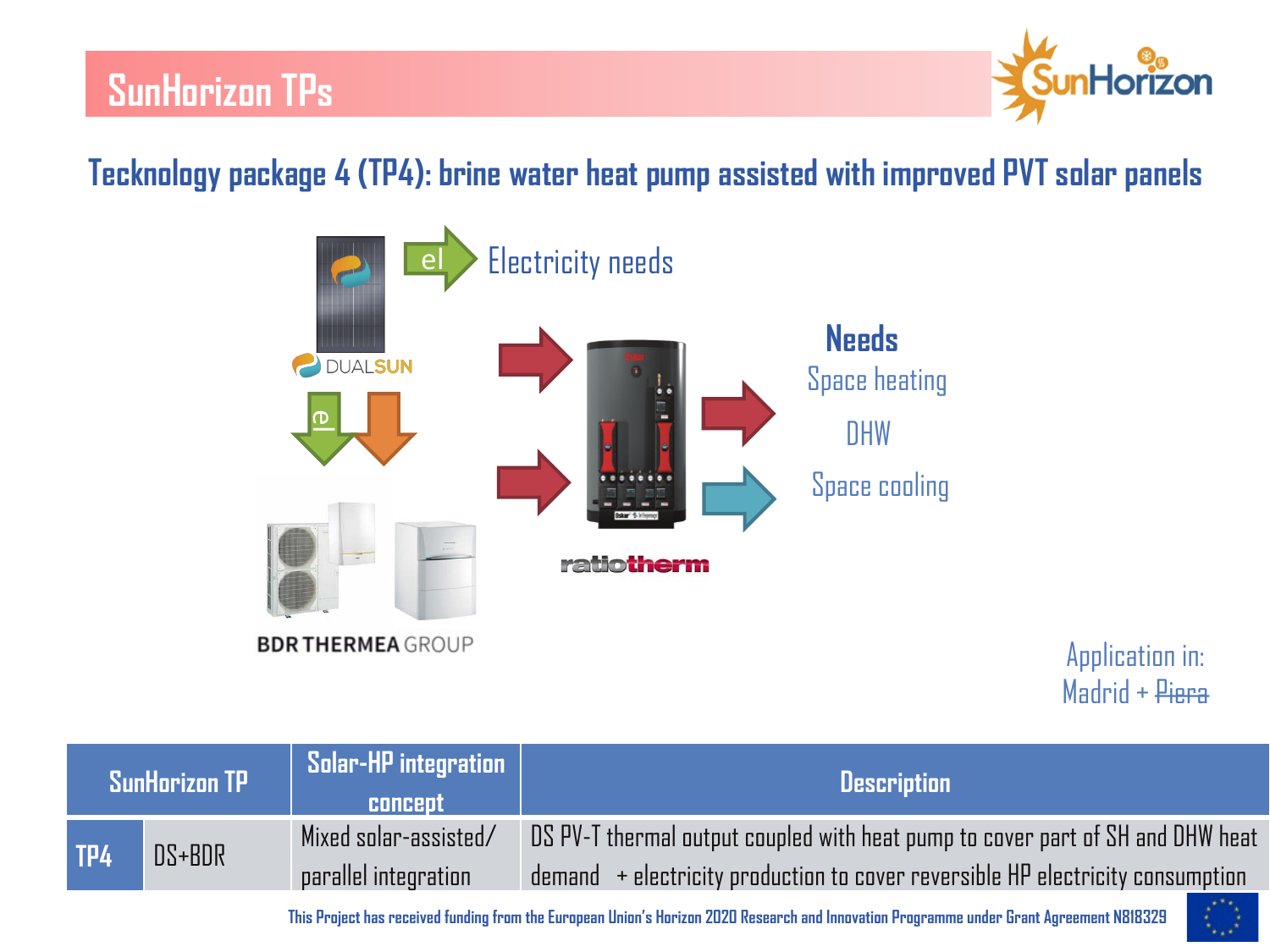# SunHorizon TPs

## Tecknology package 4 (TP4): brine water heat pump assisted with improved PVT solar panels

el Electricity needs

DUALSUN

el

BDR THERMEA GROUP

ratiotherm

**Needs**

Space heating

DHW

Space cooling

Application in:
Madrid + ~~Piera~~

| SunHorizon TP | | Solar-HP integration concept | Description |
|---|---|---|---|
| TP4 | DS+BDR | Mixed solar-assisted/ parallel integration | DS PV-T thermal output coupled with heat pump to cover part of SH and DHW heat demand + electricity production to cover reversible HP electricity consumption |

This Project has received funding from the European Union's Horizon 2020 Research and Innovation Programme under Grant Agreement N818329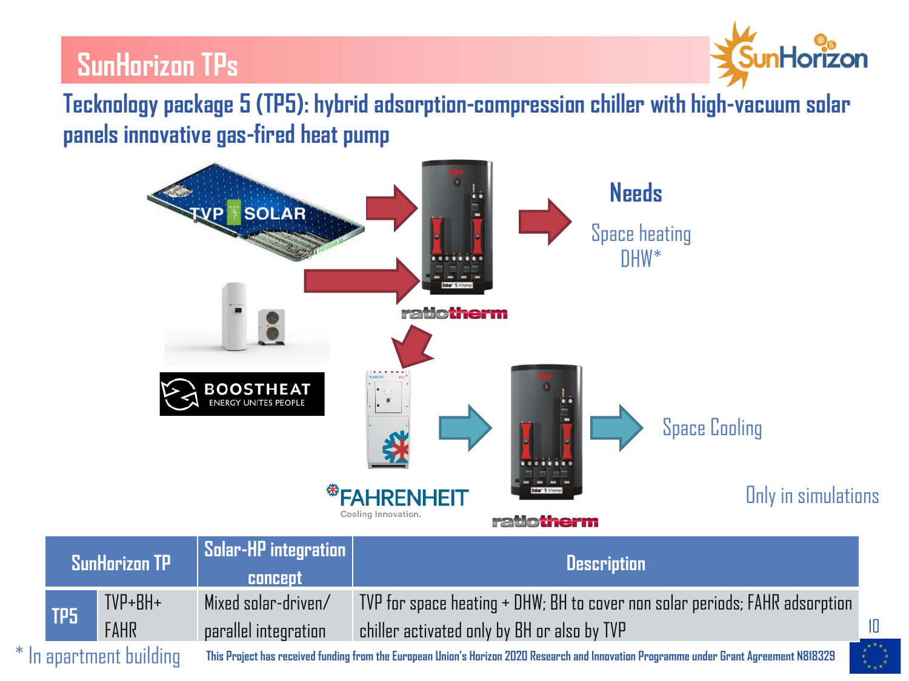# SunHorizon TPs

## Tecknology package 5 (TP5): hybrid adsorption-compression chiller with high-vacuum solar panels innovative gas-fired heat pump

TVP SOLAR

BOOSTHEAT ENERGY UNITES PEOPLE

ratiotherm

FAHRENHEIT Cooling Innovation.

ratiotherm

**Needs**

Space heating
DHW*

Space Cooling

Only in simulations

| SunHorizon TP | | Solar-HP integration concept | Description |
|---|---|---|---|
| TP5 | TVP+BH+ FAHR | Mixed solar-driven/ parallel integration | TVP for space heating + DHW; BH to cover non solar periods; FAHR adsorption chiller activated only by BH or also by TVP |

\* In apartment building

This Project has received funding from the European Union's Horizon 2020 Research and Innovation Programme under Grant Agreement N818329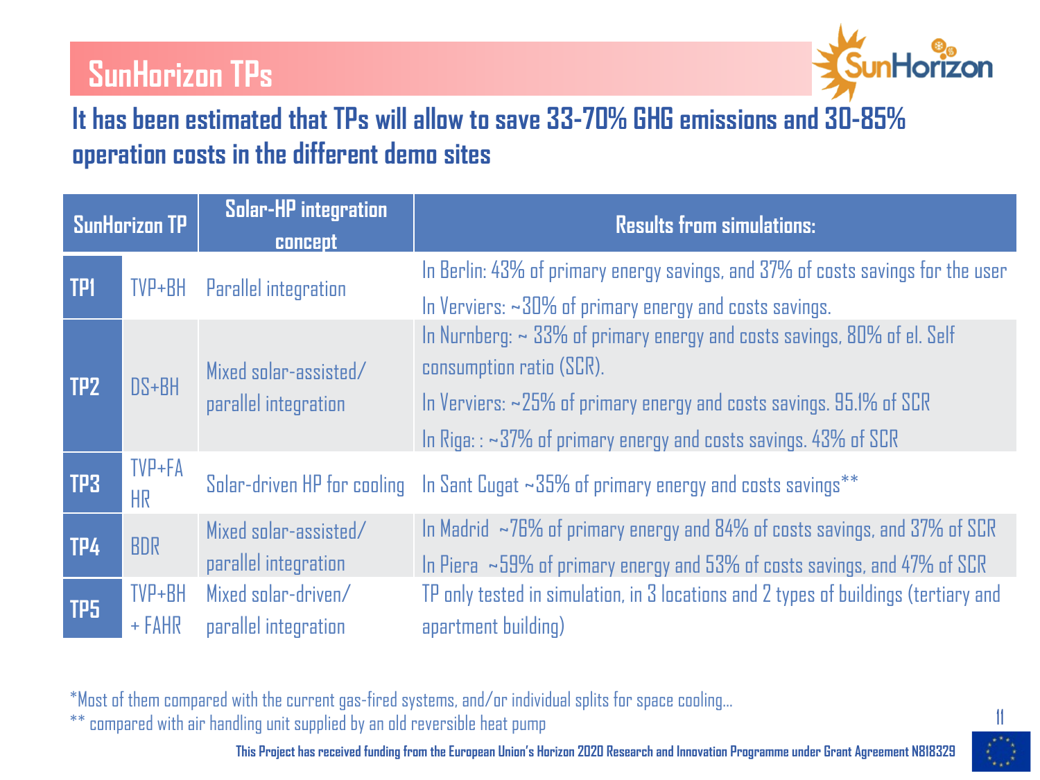# SunHorizon TPs

**It has been estimated that TPs will allow to save 33-70% GHG emissions and 30-85% operation costs in the different demo sites**

| SunHorizon TP | | Solar-HP integration concept | Results from simulations: |
|---|---|---|---|
| TP1 | TVP+BH | Parallel integration | In Berlin: 43% of primary energy savings, and 37% of costs savings for the user<br>In Verviers: ~30% of primary energy and costs savings. |
| TP2 | DS+BH | Mixed solar-assisted/ parallel integration | In Nurnberg: ~ 33% of primary energy and costs savings, 80% of el. Self consumption ratio (SCR).<br>In Verviers: ~25% of primary energy and costs savings. 95.1% of SCR<br>In Riga: : ~37% of primary energy and costs savings. 43% of SCR |
| TP3 | TVP+FA HR | Solar-driven HP for cooling | In Sant Cugat ~35% of primary energy and costs savings** |
| TP4 | BDR | Mixed solar-assisted/ parallel integration | In Madrid ~76% of primary energy and 84% of costs savings, and 37% of SCR<br>In Piera ~59% of primary energy and 53% of costs savings, and 47% of SCR |
| TP5 | TVP+BH + FAHR | Mixed solar-driven/ parallel integration | TP only tested in simulation, in 3 locations and 2 types of buildings (tertiary and apartment building) |

*Most of them compared with the current gas-fired systems, and/or individual splits for space cooling…
** compared with air handling unit supplied by an old reversible heat pump

This Project has received funding from the European Union's Horizon 2020 Research and Innovation Programme under Grant Agreement N818329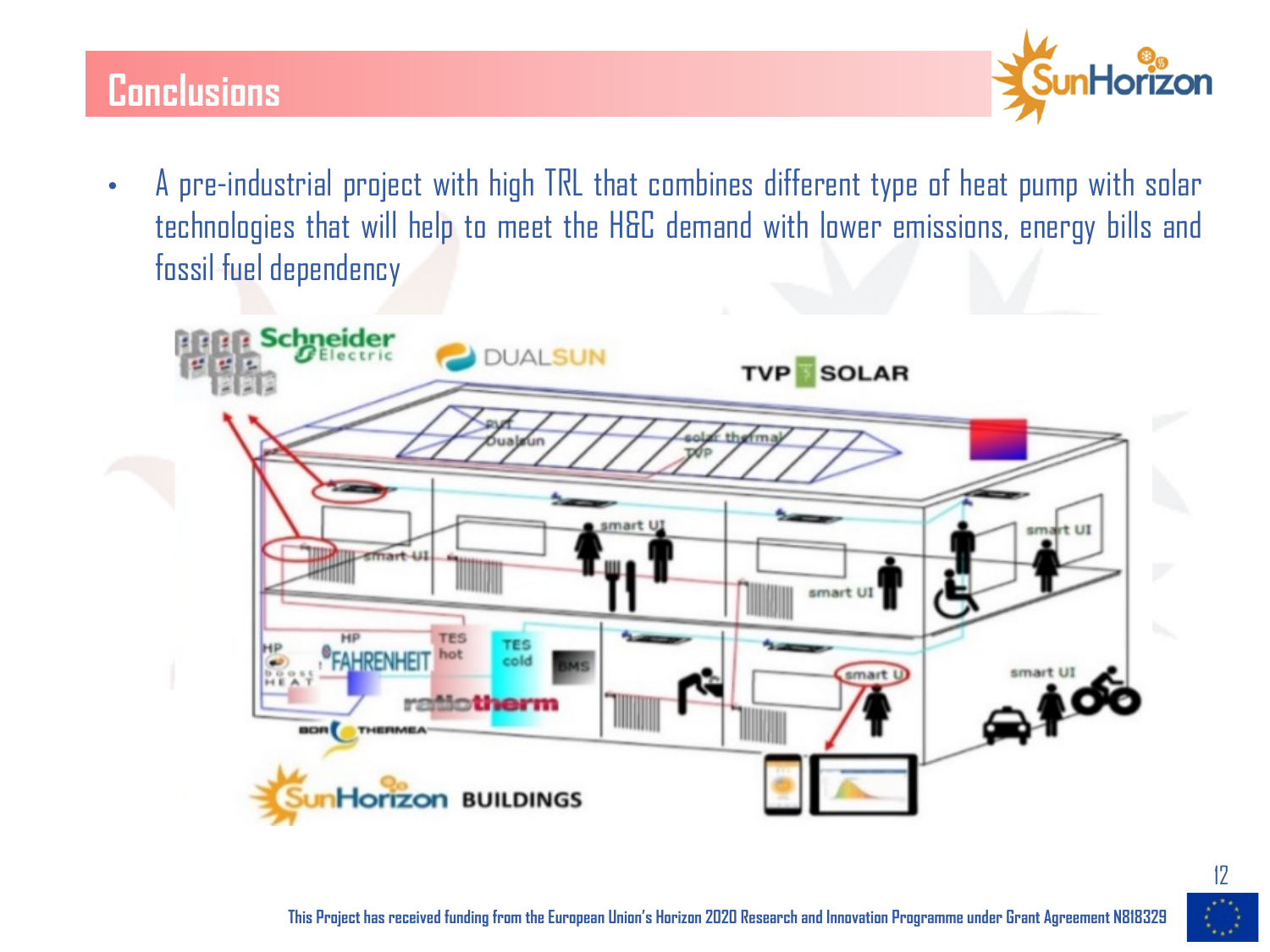## Conclusions

- A pre-industrial project with high TRL that combines different type of heat pump with solar technologies that will help to meet the H&C demand with lower emissions, energy bills and fossil fuel dependency

This Project has received funding from the European Union's Horizon 2020 Research and Innovation Programme under Grant Agreement N818329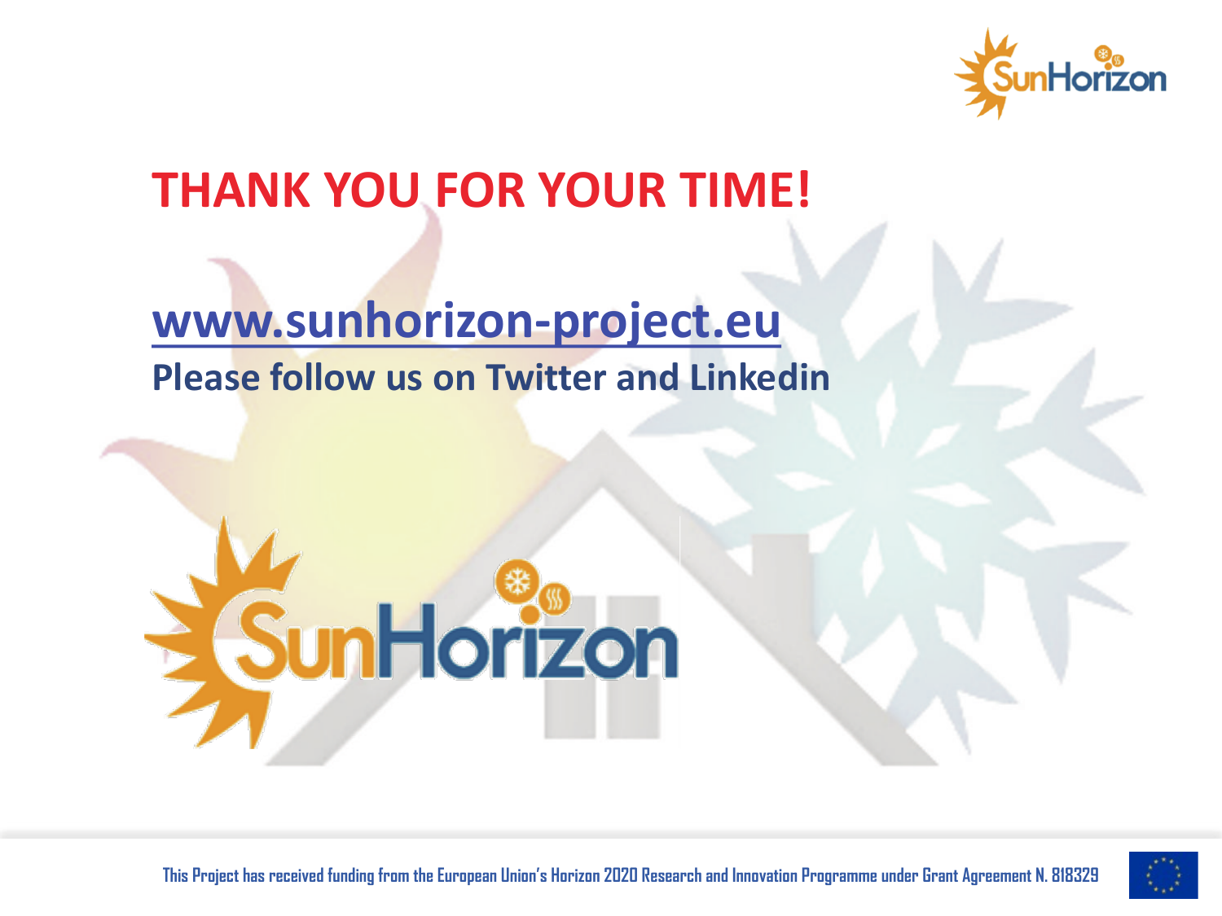# THANK YOU FOR YOUR TIME!

**[www.sunhorizon-project.eu](http://www.sunhorizon-project.eu)**

**Please follow us on Twitter and Linkedin**

This Project has received funding from the European Union's Horizon 2020 Research and Innovation Programme under Grant Agreement N. 818329